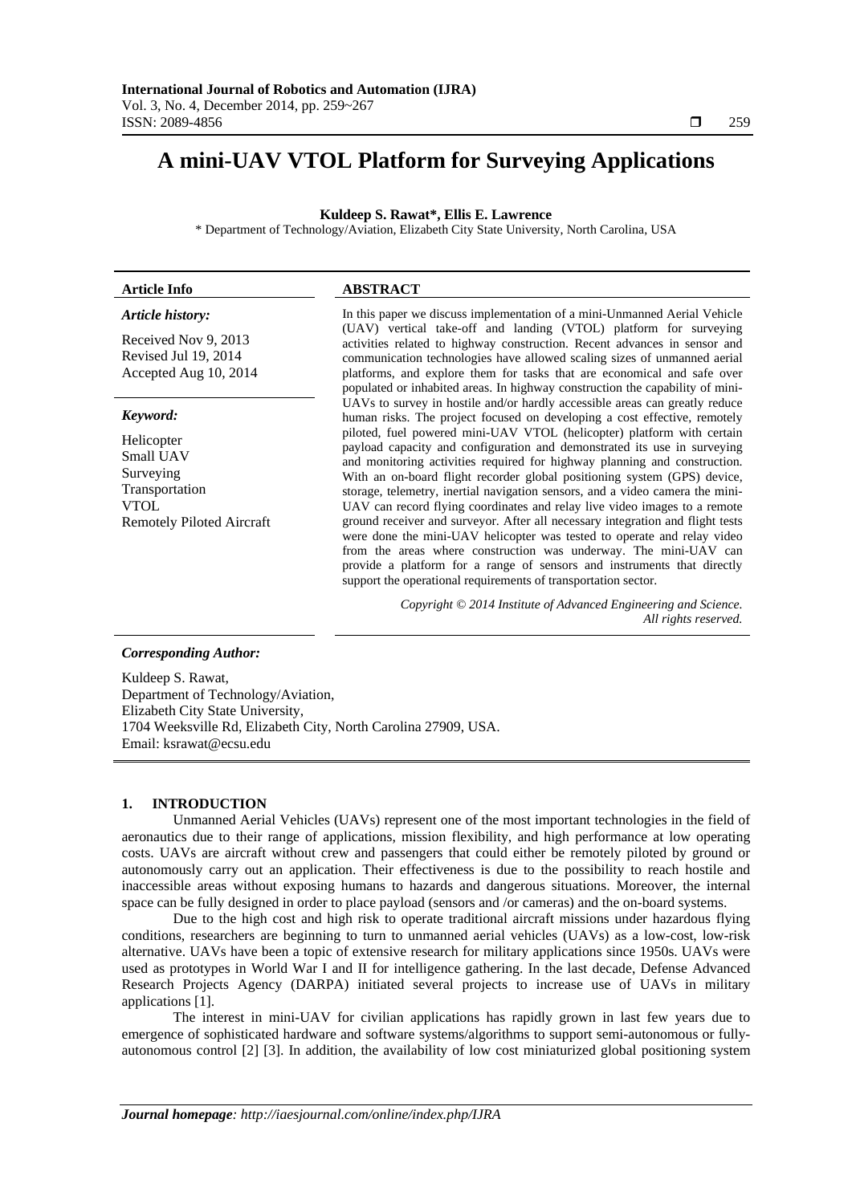# A mini-UAV VTOL Platform for Surveying Applications

**Kuldeep S. Rawat\*, Ellis E. Lawrence**

\* Department of Technology/Aviation, Elizabeth City State University, North Carolina, USA

**Article Info**

*Article history:*

Received Nov 9, 2013
Revised Jul 19, 2014
Accepted Aug 10, 2014

*Keyword:*

Helicopter
Small UAV
Surveying
Transportation
VTOL
Remotely Piloted Aircraft

**ABSTRACT**

In this paper we discuss implementation of a mini-Unmanned Aerial Vehicle (UAV) vertical take-off and landing (VTOL) platform for surveying activities related to highway construction. Recent advances in sensor and communication technologies have allowed scaling sizes of unmanned aerial platforms, and explore them for tasks that are economical and safe over populated or inhabited areas. In highway construction the capability of mini-UAVs to survey in hostile and/or hardly accessible areas can greatly reduce human risks. The project focused on developing a cost effective, remotely piloted, fuel powered mini-UAV VTOL (helicopter) platform with certain payload capacity and configuration and demonstrated its use in surveying and monitoring activities required for highway planning and construction. With an on-board flight recorder global positioning system (GPS) device, storage, telemetry, inertial navigation sensors, and a video camera the mini-UAV can record flying coordinates and relay live video images to a remote ground receiver and surveyor. After all necessary integration and flight tests were done the mini-UAV helicopter was tested to operate and relay video from the areas where construction was underway. The mini-UAV can provide a platform for a range of sensors and instruments that directly support the operational requirements of transportation sector.

*Copyright © 2014 Institute of Advanced Engineering and Science. All rights reserved.*

*Corresponding Author:*

Kuldeep S. Rawat,
Department of Technology/Aviation,
Elizabeth City State University,
1704 Weeksville Rd, Elizabeth City, North Carolina 27909, USA.
Email: ksrawat@ecsu.edu

## 1. INTRODUCTION

Unmanned Aerial Vehicles (UAVs) represent one of the most important technologies in the field of aeronautics due to their range of applications, mission flexibility, and high performance at low operating costs. UAVs are aircraft without crew and passengers that could either be remotely piloted by ground or autonomously carry out an application. Their effectiveness is due to the possibility to reach hostile and inaccessible areas without exposing humans to hazards and dangerous situations. Moreover, the internal space can be fully designed in order to place payload (sensors and /or cameras) and the on-board systems.

Due to the high cost and high risk to operate traditional aircraft missions under hazardous flying conditions, researchers are beginning to turn to unmanned aerial vehicles (UAVs) as a low-cost, low-risk alternative. UAVs have been a topic of extensive research for military applications since 1950s. UAVs were used as prototypes in World War I and II for intelligence gathering. In the last decade, Defense Advanced Research Projects Agency (DARPA) initiated several projects to increase use of UAVs in military applications [1].

The interest in mini-UAV for civilian applications has rapidly grown in last few years due to emergence of sophisticated hardware and software systems/algorithms to support semi-autonomous or fully-autonomous control [2] [3]. In addition, the availability of low cost miniaturized global positioning system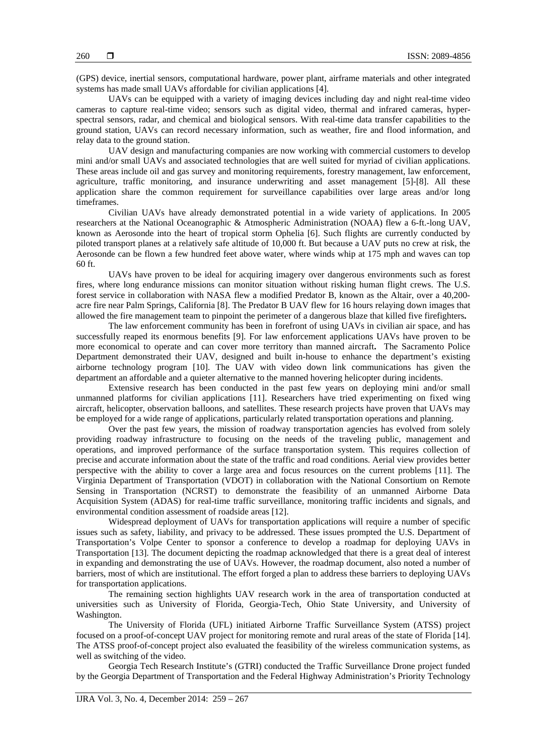(GPS) device, inertial sensors, computational hardware, power plant, airframe materials and other integrated systems has made small UAVs affordable for civilian applications [4].

UAVs can be equipped with a variety of imaging devices including day and night real-time video cameras to capture real-time video; sensors such as digital video, thermal and infrared cameras, hyper-spectral sensors, radar, and chemical and biological sensors. With real-time data transfer capabilities to the ground station, UAVs can record necessary information, such as weather, fire and flood information, and relay data to the ground station.

UAV design and manufacturing companies are now working with commercial customers to develop mini and/or small UAVs and associated technologies that are well suited for myriad of civilian applications. These areas include oil and gas survey and monitoring requirements, forestry management, law enforcement, agriculture, traffic monitoring, and insurance underwriting and asset management [5]-[8]. All these application share the common requirement for surveillance capabilities over large areas and/or long timeframes.

Civilian UAVs have already demonstrated potential in a wide variety of applications. In 2005 researchers at the National Oceanographic & Atmospheric Administration (NOAA) flew a 6-ft.-long UAV, known as Aerosonde into the heart of tropical storm Ophelia [6]. Such flights are currently conducted by piloted transport planes at a relatively safe altitude of 10,000 ft. But because a UAV puts no crew at risk, the Aerosonde can be flown a few hundred feet above water, where winds whip at 175 mph and waves can top 60 ft.

UAVs have proven to be ideal for acquiring imagery over dangerous environments such as forest fires, where long endurance missions can monitor situation without risking human flight crews. The U.S. forest service in collaboration with NASA flew a modified Predator B, known as the Altair, over a 40,200-acre fire near Palm Springs, California [8]. The Predator B UAV flew for 16 hours relaying down images that allowed the fire management team to pinpoint the perimeter of a dangerous blaze that killed five firefighters**.**

The law enforcement community has been in forefront of using UAVs in civilian air space, and has successfully reaped its enormous benefits [9]. For law enforcement applications UAVs have proven to be more economical to operate and can cover more territory than manned aircraft**.** The Sacramento Police Department demonstrated their UAV, designed and built in-house to enhance the department's existing airborne technology program [10]. The UAV with video down link communications has given the department an affordable and a quieter alternative to the manned hovering helicopter during incidents.

Extensive research has been conducted in the past few years on deploying mini and/or small unmanned platforms for civilian applications [11]. Researchers have tried experimenting on fixed wing aircraft, helicopter, observation balloons, and satellites. These research projects have proven that UAVs may be employed for a wide range of applications, particularly related transportation operations and planning.

Over the past few years, the mission of roadway transportation agencies has evolved from solely providing roadway infrastructure to focusing on the needs of the traveling public, management and operations, and improved performance of the surface transportation system. This requires collection of precise and accurate information about the state of the traffic and road conditions. Aerial view provides better perspective with the ability to cover a large area and focus resources on the current problems [11]. The Virginia Department of Transportation (VDOT) in collaboration with the National Consortium on Remote Sensing in Transportation (NCRST) to demonstrate the feasibility of an unmanned Airborne Data Acquisition System (ADAS) for real-time traffic surveillance, monitoring traffic incidents and signals, and environmental condition assessment of roadside areas [12].

Widespread deployment of UAVs for transportation applications will require a number of specific issues such as safety, liability, and privacy to be addressed. These issues prompted the U.S. Department of Transportation's Volpe Center to sponsor a conference to develop a roadmap for deploying UAVs in Transportation [13]. The document depicting the roadmap acknowledged that there is a great deal of interest in expanding and demonstrating the use of UAVs. However, the roadmap document, also noted a number of barriers, most of which are institutional. The effort forged a plan to address these barriers to deploying UAVs for transportation applications.

The remaining section highlights UAV research work in the area of transportation conducted at universities such as University of Florida, Georgia-Tech, Ohio State University, and University of Washington.

The University of Florida (UFL) initiated Airborne Traffic Surveillance System (ATSS) project focused on a proof-of-concept UAV project for monitoring remote and rural areas of the state of Florida [14]. The ATSS proof-of-concept project also evaluated the feasibility of the wireless communication systems, as well as switching of the video.

Georgia Tech Research Institute's (GTRI) conducted the Traffic Surveillance Drone project funded by the Georgia Department of Transportation and the Federal Highway Administration's Priority Technology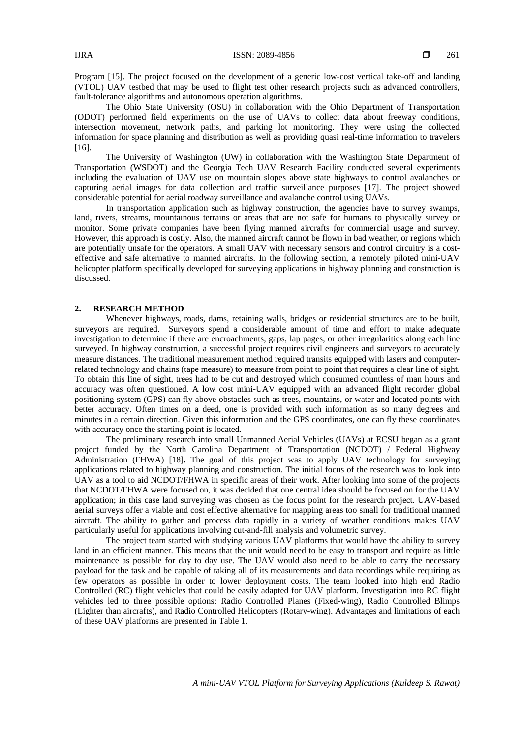Program [15]. The project focused on the development of a generic low-cost vertical take-off and landing (VTOL) UAV testbed that may be used to flight test other research projects such as advanced controllers, fault-tolerance algorithms and autonomous operation algorithms.

The Ohio State University (OSU) in collaboration with the Ohio Department of Transportation (ODOT) performed field experiments on the use of UAVs to collect data about freeway conditions, intersection movement, network paths, and parking lot monitoring. They were using the collected information for space planning and distribution as well as providing quasi real-time information to travelers [16].

The University of Washington (UW) in collaboration with the Washington State Department of Transportation (WSDOT) and the Georgia Tech UAV Research Facility conducted several experiments including the evaluation of UAV use on mountain slopes above state highways to control avalanches or capturing aerial images for data collection and traffic surveillance purposes [17]. The project showed considerable potential for aerial roadway surveillance and avalanche control using UAVs.

In transportation application such as highway construction, the agencies have to survey swamps, land, rivers, streams, mountainous terrains or areas that are not safe for humans to physically survey or monitor. Some private companies have been flying manned aircrafts for commercial usage and survey. However, this approach is costly. Also, the manned aircraft cannot be flown in bad weather, or regions which are potentially unsafe for the operators. A small UAV with necessary sensors and control circuitry is a cost-effective and safe alternative to manned aircrafts. In the following section, a remotely piloted mini-UAV helicopter platform specifically developed for surveying applications in highway planning and construction is discussed.

## 2. RESEARCH METHOD

Whenever highways, roads, dams, retaining walls, bridges or residential structures are to be built, surveyors are required. Surveyors spend a considerable amount of time and effort to make adequate investigation to determine if there are encroachments, gaps, lap pages, or other irregularities along each line surveyed. In highway construction, a successful project requires civil engineers and surveyors to accurately measure distances. The traditional measurement method required transits equipped with lasers and computer-related technology and chains (tape measure) to measure from point to point that requires a clear line of sight. To obtain this line of sight, trees had to be cut and destroyed which consumed countless of man hours and accuracy was often questioned. A low cost mini-UAV equipped with an advanced flight recorder global positioning system (GPS) can fly above obstacles such as trees, mountains, or water and located points with better accuracy. Often times on a deed, one is provided with such information as so many degrees and minutes in a certain direction. Given this information and the GPS coordinates, one can fly these coordinates with accuracy once the starting point is located.

The preliminary research into small Unmanned Aerial Vehicles (UAVs) at ECSU began as a grant project funded by the North Carolina Department of Transportation (NCDOT) / Federal Highway Administration (FHWA) [18]**.** The goal of this project was to apply UAV technology for surveying applications related to highway planning and construction. The initial focus of the research was to look into UAV as a tool to aid NCDOT/FHWA in specific areas of their work. After looking into some of the projects that NCDOT/FHWA were focused on, it was decided that one central idea should be focused on for the UAV application; in this case land surveying was chosen as the focus point for the research project. UAV-based aerial surveys offer a viable and cost effective alternative for mapping areas too small for traditional manned aircraft. The ability to gather and process data rapidly in a variety of weather conditions makes UAV particularly useful for applications involving cut-and-fill analysis and volumetric survey.

The project team started with studying various UAV platforms that would have the ability to survey land in an efficient manner. This means that the unit would need to be easy to transport and require as little maintenance as possible for day to day use. The UAV would also need to be able to carry the necessary payload for the task and be capable of taking all of its measurements and data recordings while requiring as few operators as possible in order to lower deployment costs. The team looked into high end Radio Controlled (RC) flight vehicles that could be easily adapted for UAV platform. Investigation into RC flight vehicles led to three possible options: Radio Controlled Planes (Fixed-wing), Radio Controlled Blimps (Lighter than aircrafts), and Radio Controlled Helicopters (Rotary-wing). Advantages and limitations of each of these UAV platforms are presented in Table 1.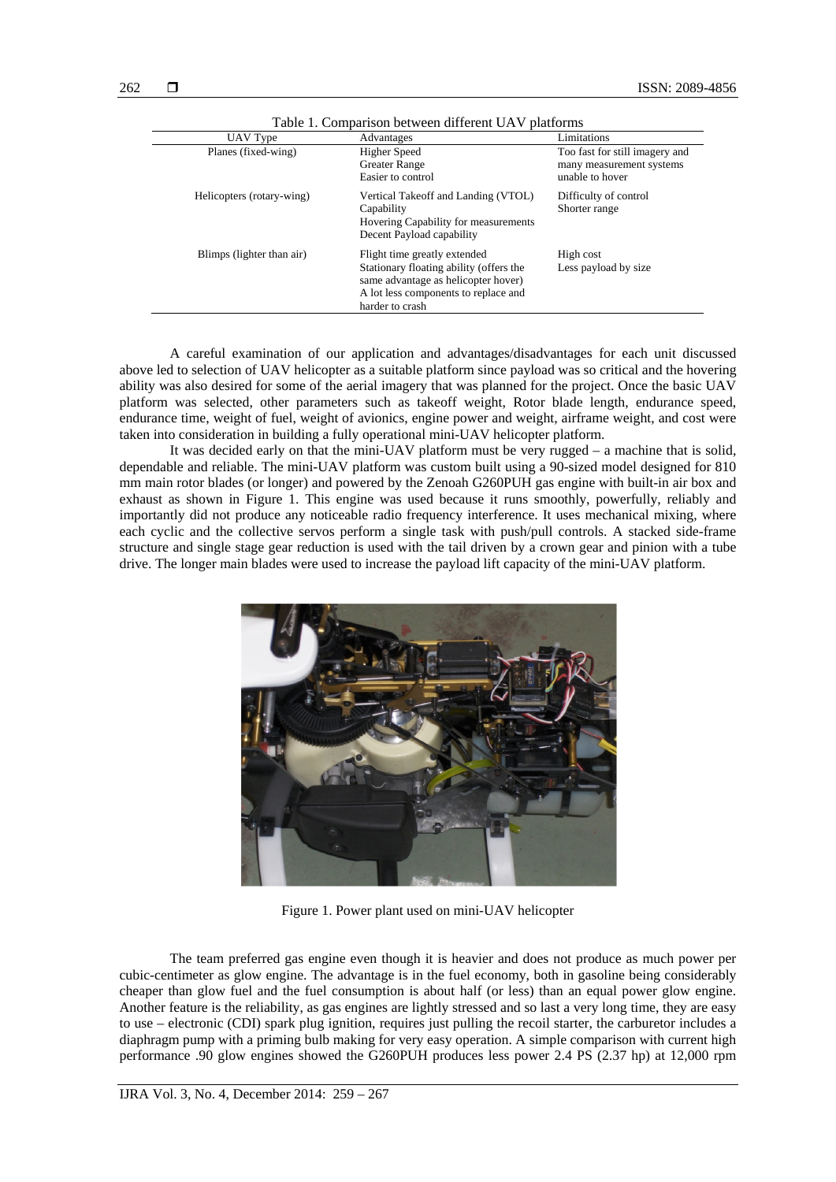Table 1. Comparison between different UAV platforms

| UAV Type | Advantages | Limitations |
|---|---|---|
| Planes (fixed-wing) | Higher Speed<br>Greater Range<br>Easier to control | Too fast for still imagery and many measurement systems unable to hover |
| Helicopters (rotary-wing) | Vertical Takeoff and Landing (VTOL) Capability<br>Hovering Capability for measurements<br>Decent Payload capability | Difficulty of control<br>Shorter range |
| Blimps (lighter than air) | Flight time greatly extended<br>Stationary floating ability (offers the same advantage as helicopter hover)<br>A lot less components to replace and harder to crash | High cost<br>Less payload by size |

A careful examination of our application and advantages/disadvantages for each unit discussed above led to selection of UAV helicopter as a suitable platform since payload was so critical and the hovering ability was also desired for some of the aerial imagery that was planned for the project. Once the basic UAV platform was selected, other parameters such as takeoff weight, Rotor blade length, endurance speed, endurance time, weight of fuel, weight of avionics, engine power and weight, airframe weight, and cost were taken into consideration in building a fully operational mini-UAV helicopter platform.

It was decided early on that the mini-UAV platform must be very rugged – a machine that is solid, dependable and reliable. The mini-UAV platform was custom built using a 90-sized model designed for 810 mm main rotor blades (or longer) and powered by the Zenoah G260PUH gas engine with built-in air box and exhaust as shown in Figure 1. This engine was used because it runs smoothly, powerfully, reliably and importantly did not produce any noticeable radio frequency interference. It uses mechanical mixing, where each cyclic and the collective servos perform a single task with push/pull controls. A stacked side-frame structure and single stage gear reduction is used with the tail driven by a crown gear and pinion with a tube drive. The longer main blades were used to increase the payload lift capacity of the mini-UAV platform.

Figure 1. Power plant used on mini-UAV helicopter

The team preferred gas engine even though it is heavier and does not produce as much power per cubic-centimeter as glow engine. The advantage is in the fuel economy, both in gasoline being considerably cheaper than glow fuel and the fuel consumption is about half (or less) than an equal power glow engine. Another feature is the reliability, as gas engines are lightly stressed and so last a very long time, they are easy to use – electronic (CDI) spark plug ignition, requires just pulling the recoil starter, the carburetor includes a diaphragm pump with a priming bulb making for very easy operation. A simple comparison with current high performance .90 glow engines showed the G260PUH produces less power 2.4 PS (2.37 hp) at 12,000 rpm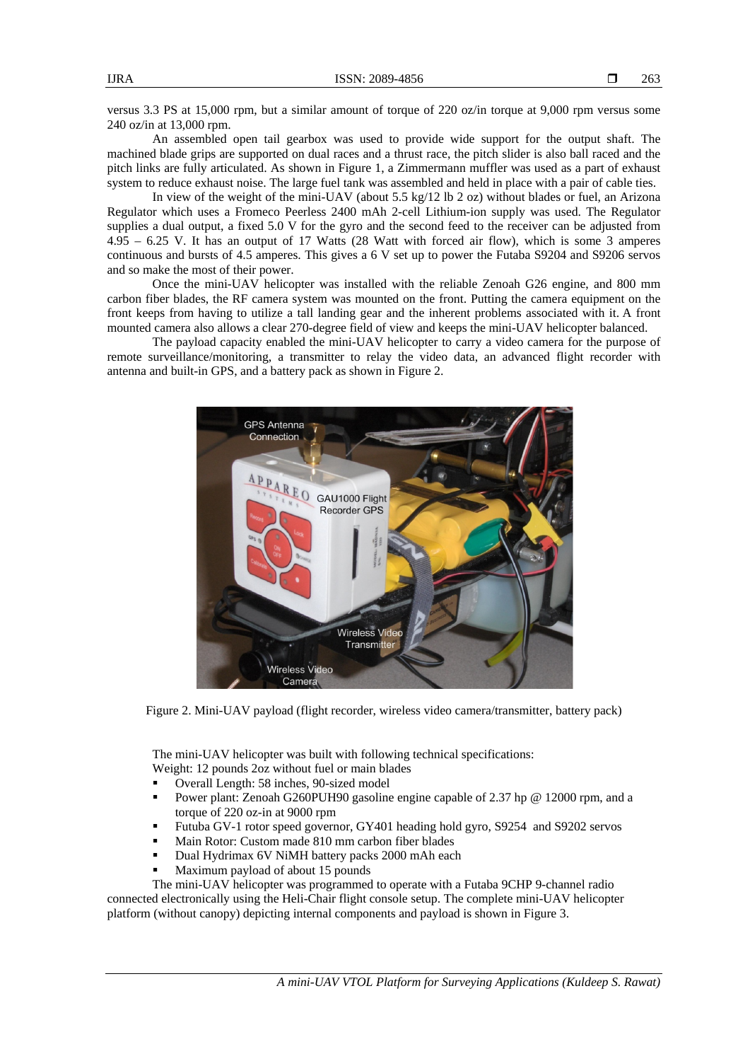versus 3.3 PS at 15,000 rpm, but a similar amount of torque of 220 oz/in torque at 9,000 rpm versus some 240 oz/in at 13,000 rpm.

An assembled open tail gearbox was used to provide wide support for the output shaft. The machined blade grips are supported on dual races and a thrust race, the pitch slider is also ball raced and the pitch links are fully articulated. As shown in Figure 1, a Zimmermann muffler was used as a part of exhaust system to reduce exhaust noise. The large fuel tank was assembled and held in place with a pair of cable ties.

In view of the weight of the mini-UAV (about 5.5 kg/12 lb 2 oz) without blades or fuel, an Arizona Regulator which uses a Fromeco Peerless 2400 mAh 2-cell Lithium-ion supply was used. The Regulator supplies a dual output, a fixed 5.0 V for the gyro and the second feed to the receiver can be adjusted from 4.95 – 6.25 V. It has an output of 17 Watts (28 Watt with forced air flow), which is some 3 amperes continuous and bursts of 4.5 amperes. This gives a 6 V set up to power the Futaba S9204 and S9206 servos and so make the most of their power.

Once the mini-UAV helicopter was installed with the reliable Zenoah G26 engine, and 800 mm carbon fiber blades, the RF camera system was mounted on the front. Putting the camera equipment on the front keeps from having to utilize a tall landing gear and the inherent problems associated with it. A front mounted camera also allows a clear 270-degree field of view and keeps the mini-UAV helicopter balanced.

The payload capacity enabled the mini-UAV helicopter to carry a video camera for the purpose of remote surveillance/monitoring, a transmitter to relay the video data, an advanced flight recorder with antenna and built-in GPS, and a battery pack as shown in Figure 2.

Figure 2. Mini-UAV payload (flight recorder, wireless video camera/transmitter, battery pack)

The mini-UAV helicopter was built with following technical specifications:
Weight: 12 pounds 2oz without fuel or main blades

- Overall Length: 58 inches, 90-sized model
- Power plant: Zenoah G260PUH90 gasoline engine capable of 2.37 hp @ 12000 rpm, and a torque of 220 oz-in at 9000 rpm
- Futuba GV-1 rotor speed governor, GY401 heading hold gyro, S9254 and S9202 servos
- Main Rotor: Custom made 810 mm carbon fiber blades
- Dual Hydrimax 6V NiMH battery packs 2000 mAh each
- Maximum payload of about 15 pounds

The mini-UAV helicopter was programmed to operate with a Futaba 9CHP 9-channel radio connected electronically using the Heli-Chair flight console setup. The complete mini-UAV helicopter platform (without canopy) depicting internal components and payload is shown in Figure 3.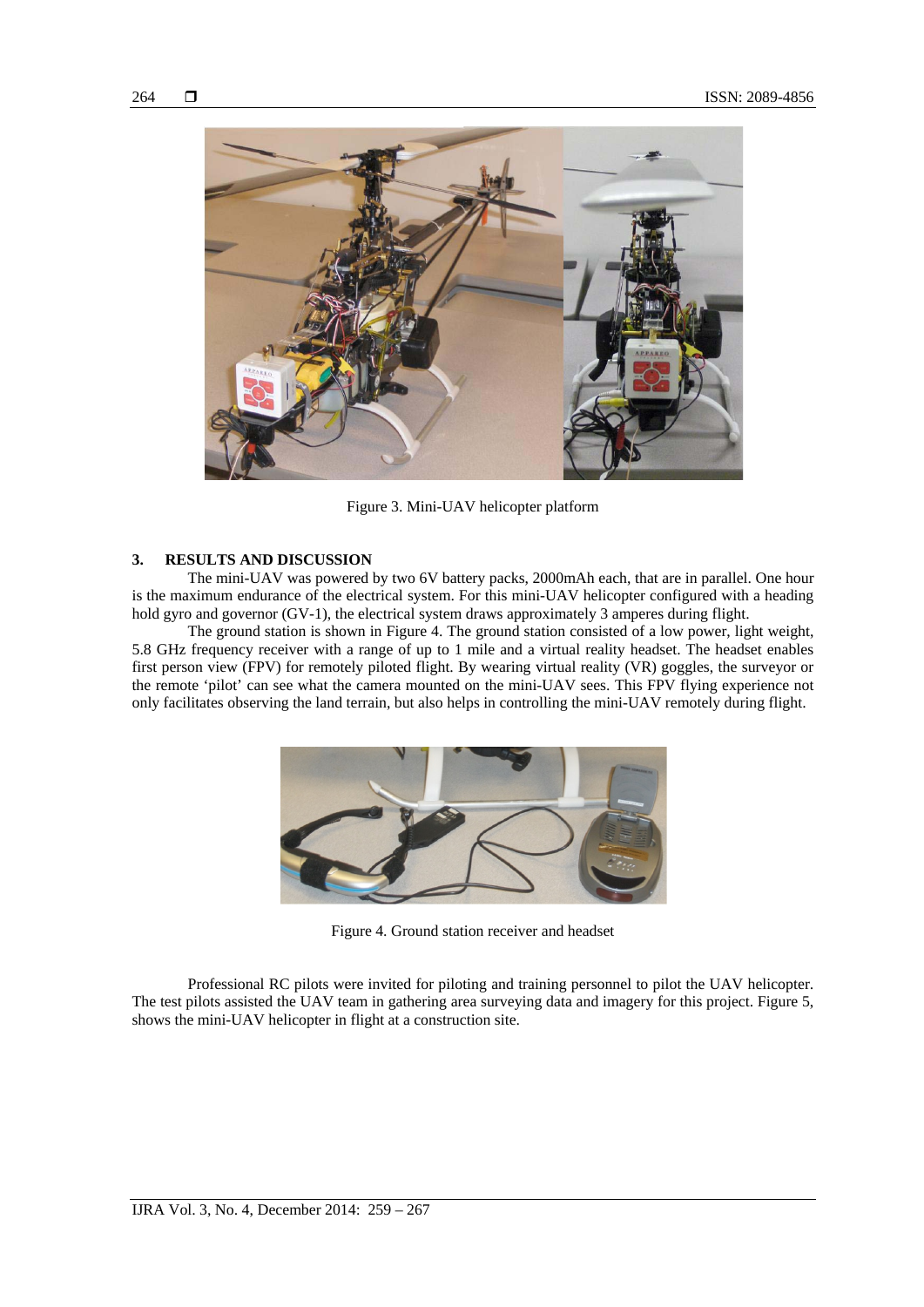Figure 3. Mini-UAV helicopter platform

## 3. RESULTS AND DISCUSSION

The mini-UAV was powered by two 6V battery packs, 2000mAh each, that are in parallel. One hour is the maximum endurance of the electrical system. For this mini-UAV helicopter configured with a heading hold gyro and governor (GV-1), the electrical system draws approximately 3 amperes during flight.

The ground station is shown in Figure 4. The ground station consisted of a low power, light weight, 5.8 GHz frequency receiver with a range of up to 1 mile and a virtual reality headset. The headset enables first person view (FPV) for remotely piloted flight. By wearing virtual reality (VR) goggles, the surveyor or the remote 'pilot' can see what the camera mounted on the mini-UAV sees. This FPV flying experience not only facilitates observing the land terrain, but also helps in controlling the mini-UAV remotely during flight.

Figure 4. Ground station receiver and headset

Professional RC pilots were invited for piloting and training personnel to pilot the UAV helicopter. The test pilots assisted the UAV team in gathering area surveying data and imagery for this project. Figure 5, shows the mini-UAV helicopter in flight at a construction site.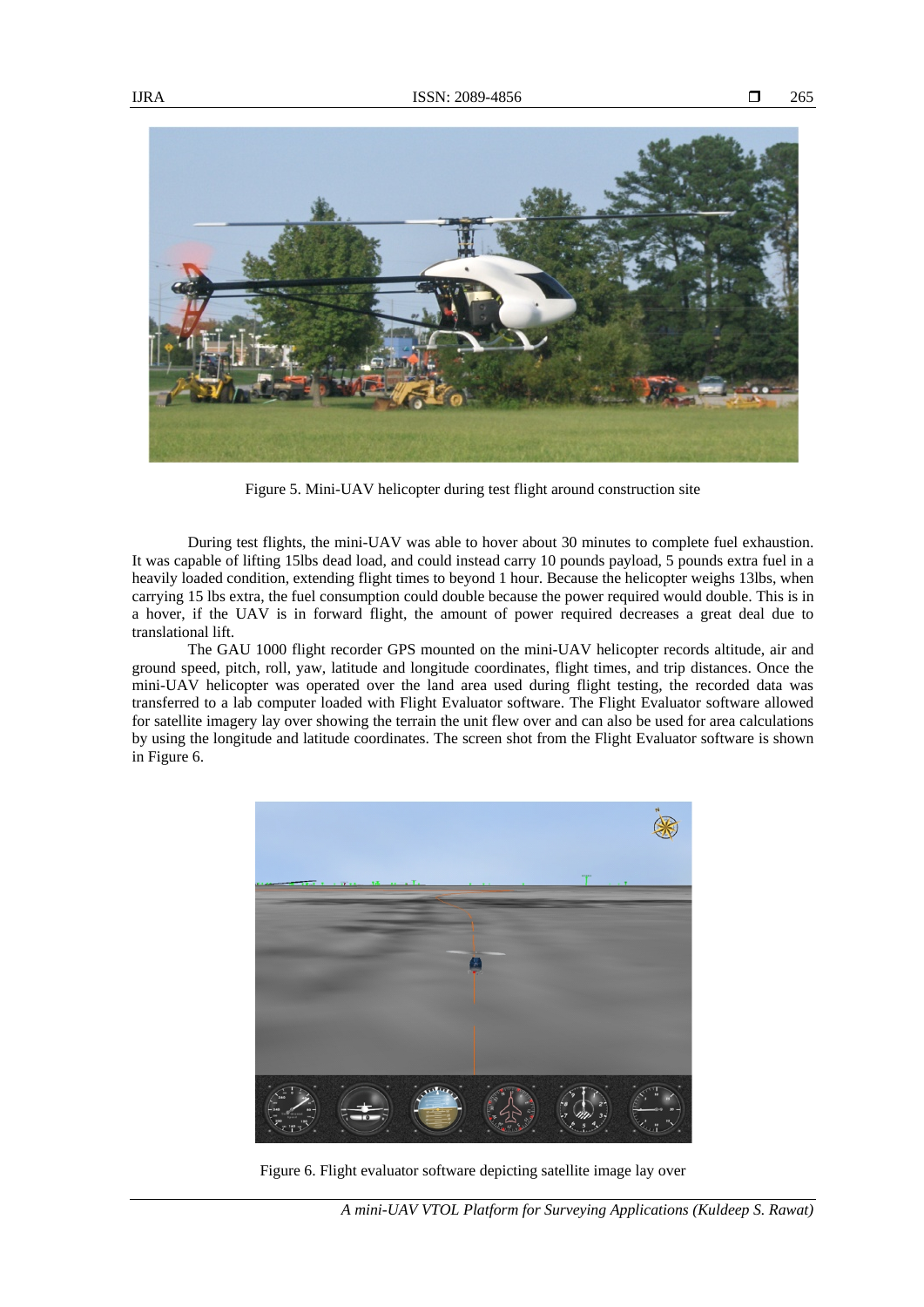Figure 5. Mini-UAV helicopter during test flight around construction site

During test flights, the mini-UAV was able to hover about 30 minutes to complete fuel exhaustion. It was capable of lifting 15lbs dead load, and could instead carry 10 pounds payload, 5 pounds extra fuel in a heavily loaded condition, extending flight times to beyond 1 hour. Because the helicopter weighs 13lbs, when carrying 15 lbs extra, the fuel consumption could double because the power required would double. This is in a hover, if the UAV is in forward flight, the amount of power required decreases a great deal due to translational lift.

The GAU 1000 flight recorder GPS mounted on the mini-UAV helicopter records altitude, air and ground speed, pitch, roll, yaw, latitude and longitude coordinates, flight times, and trip distances. Once the mini-UAV helicopter was operated over the land area used during flight testing, the recorded data was transferred to a lab computer loaded with Flight Evaluator software. The Flight Evaluator software allowed for satellite imagery lay over showing the terrain the unit flew over and can also be used for area calculations by using the longitude and latitude coordinates. The screen shot from the Flight Evaluator software is shown in Figure 6.

Figure 6. Flight evaluator software depicting satellite image lay over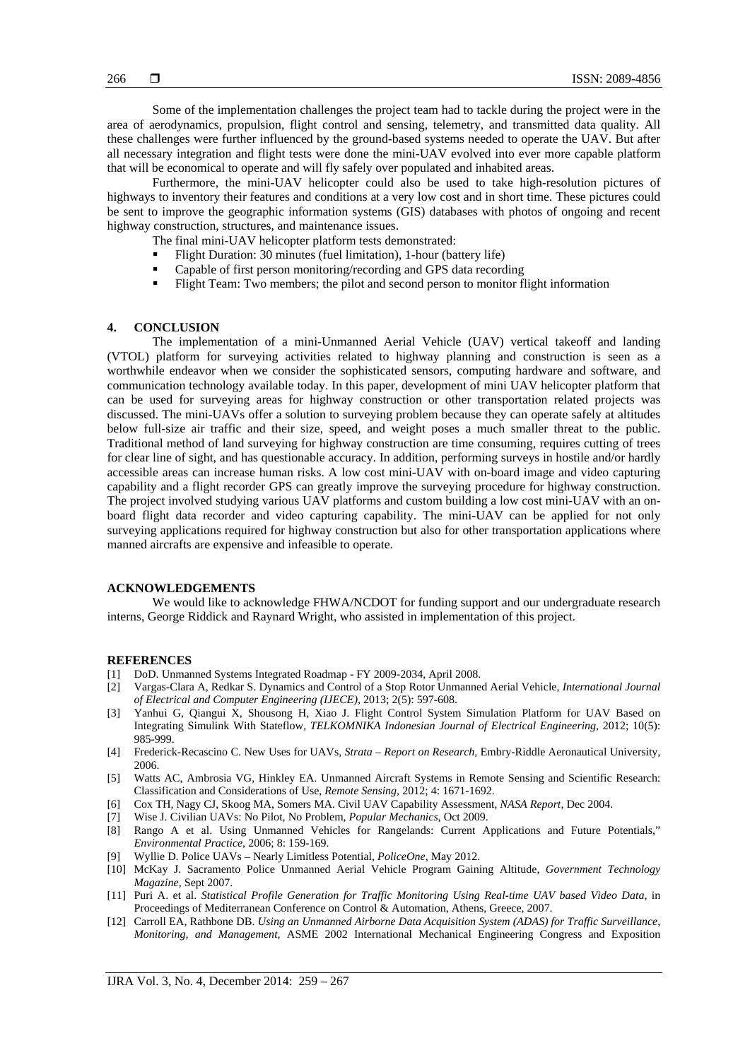Some of the implementation challenges the project team had to tackle during the project were in the area of aerodynamics, propulsion, flight control and sensing, telemetry, and transmitted data quality. All these challenges were further influenced by the ground-based systems needed to operate the UAV. But after all necessary integration and flight tests were done the mini-UAV evolved into ever more capable platform that will be economical to operate and will fly safely over populated and inhabited areas.

Furthermore, the mini-UAV helicopter could also be used to take high-resolution pictures of highways to inventory their features and conditions at a very low cost and in short time. These pictures could be sent to improve the geographic information systems (GIS) databases with photos of ongoing and recent highway construction, structures, and maintenance issues.

The final mini-UAV helicopter platform tests demonstrated:

- Flight Duration: 30 minutes (fuel limitation), 1-hour (battery life)
- Capable of first person monitoring/recording and GPS data recording
- Flight Team: Two members; the pilot and second person to monitor flight information

## 4. CONCLUSION

The implementation of a mini-Unmanned Aerial Vehicle (UAV) vertical takeoff and landing (VTOL) platform for surveying activities related to highway planning and construction is seen as a worthwhile endeavor when we consider the sophisticated sensors, computing hardware and software, and communication technology available today. In this paper, development of mini UAV helicopter platform that can be used for surveying areas for highway construction or other transportation related projects was discussed. The mini-UAVs offer a solution to surveying problem because they can operate safely at altitudes below full-size air traffic and their size, speed, and weight poses a much smaller threat to the public. Traditional method of land surveying for highway construction are time consuming, requires cutting of trees for clear line of sight, and has questionable accuracy. In addition, performing surveys in hostile and/or hardly accessible areas can increase human risks. A low cost mini-UAV with on-board image and video capturing capability and a flight recorder GPS can greatly improve the surveying procedure for highway construction. The project involved studying various UAV platforms and custom building a low cost mini-UAV with an on-board flight data recorder and video capturing capability. The mini-UAV can be applied for not only surveying applications required for highway construction but also for other transportation applications where manned aircrafts are expensive and infeasible to operate.

## ACKNOWLEDGEMENTS

We would like to acknowledge FHWA/NCDOT for funding support and our undergraduate research interns, George Riddick and Raynard Wright, who assisted in implementation of this project.

## REFERENCES

[1] DoD. Unmanned Systems Integrated Roadmap - FY 2009-2034, April 2008.

[2] Vargas-Clara A, Redkar S. Dynamics and Control of a Stop Rotor Unmanned Aerial Vehicle, *International Journal of Electrical and Computer Engineering (IJECE)*, 2013; 2(5): 597-608.

[3] Yanhui G, Qiangui X, Shousong H, Xiao J. Flight Control System Simulation Platform for UAV Based on Integrating Simulink With Stateflow, *TELKOMNIKA Indonesian Journal of Electrical Engineering*, 2012; 10(5): 985-999.

[4] Frederick-Recascino C. New Uses for UAVs, *Strata – Report on Research*, Embry-Riddle Aeronautical University, 2006.

[5] Watts AC, Ambrosia VG, Hinkley EA. Unmanned Aircraft Systems in Remote Sensing and Scientific Research: Classification and Considerations of Use, *Remote Sensing*, 2012; 4: 1671-1692.

[6] Cox TH, Nagy CJ, Skoog MA, Somers MA. Civil UAV Capability Assessment, *NASA Report*, Dec 2004.

[7] Wise J. Civilian UAVs: No Pilot, No Problem, *Popular Mechanics*, Oct 2009.

[8] Rango A et al. Using Unmanned Vehicles for Rangelands: Current Applications and Future Potentials," *Environmental Practice*, 2006; 8: 159-169.

[9] Wyllie D. Police UAVs – Nearly Limitless Potential, *PoliceOne*, May 2012.

[10] McKay J. Sacramento Police Unmanned Aerial Vehicle Program Gaining Altitude, *Government Technology Magazine*, Sept 2007.

[11] Puri A. et al. *Statistical Profile Generation for Traffic Monitoring Using Real-time UAV based Video Data*, in Proceedings of Mediterranean Conference on Control & Automation, Athens, Greece, 2007.

[12] Carroll EA, Rathbone DB. *Using an Unmanned Airborne Data Acquisition System (ADAS) for Traffic Surveillance, Monitoring, and Management*, ASME 2002 International Mechanical Engineering Congress and Exposition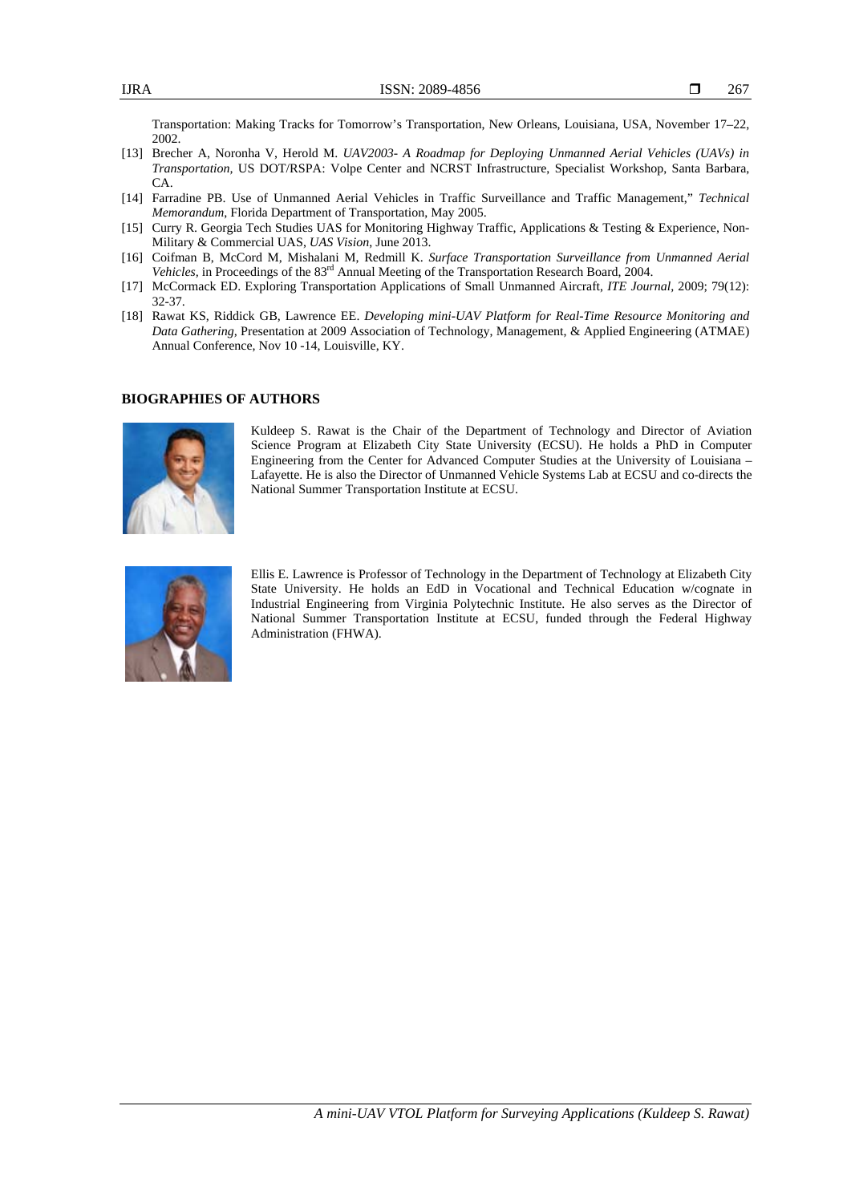Transportation: Making Tracks for Tomorrow's Transportation, New Orleans, Louisiana, USA, November 17–22, 2002.

[13] Brecher A, Noronha V, Herold M. *UAV2003- A Roadmap for Deploying Unmanned Aerial Vehicles (UAVs) in Transportation*, US DOT/RSPA: Volpe Center and NCRST Infrastructure, Specialist Workshop, Santa Barbara, CA.

[14] Farradine PB. Use of Unmanned Aerial Vehicles in Traffic Surveillance and Traffic Management," *Technical Memorandum*, Florida Department of Transportation, May 2005.

[15] Curry R. Georgia Tech Studies UAS for Monitoring Highway Traffic, Applications & Testing & Experience, Non-Military & Commercial UAS, *UAS Vision*, June 2013.

[16] Coifman B, McCord M, Mishalani M, Redmill K. *Surface Transportation Surveillance from Unmanned Aerial Vehicles*, in Proceedings of the 83rd Annual Meeting of the Transportation Research Board, 2004.

[17] McCormack ED. Exploring Transportation Applications of Small Unmanned Aircraft, *ITE Journal*, 2009; 79(12): 32-37.

[18] Rawat KS, Riddick GB, Lawrence EE. *Developing mini-UAV Platform for Real-Time Resource Monitoring and Data Gathering*, Presentation at 2009 Association of Technology, Management, & Applied Engineering (ATMAE) Annual Conference, Nov 10 -14, Louisville, KY.

## BIOGRAPHIES OF AUTHORS

Kuldeep S. Rawat is the Chair of the Department of Technology and Director of Aviation Science Program at Elizabeth City State University (ECSU). He holds a PhD in Computer Engineering from the Center for Advanced Computer Studies at the University of Louisiana – Lafayette. He is also the Director of Unmanned Vehicle Systems Lab at ECSU and co-directs the National Summer Transportation Institute at ECSU.

Ellis E. Lawrence is Professor of Technology in the Department of Technology at Elizabeth City State University. He holds an EdD in Vocational and Technical Education w/cognate in Industrial Engineering from Virginia Polytechnic Institute. He also serves as the Director of National Summer Transportation Institute at ECSU, funded through the Federal Highway Administration (FHWA).